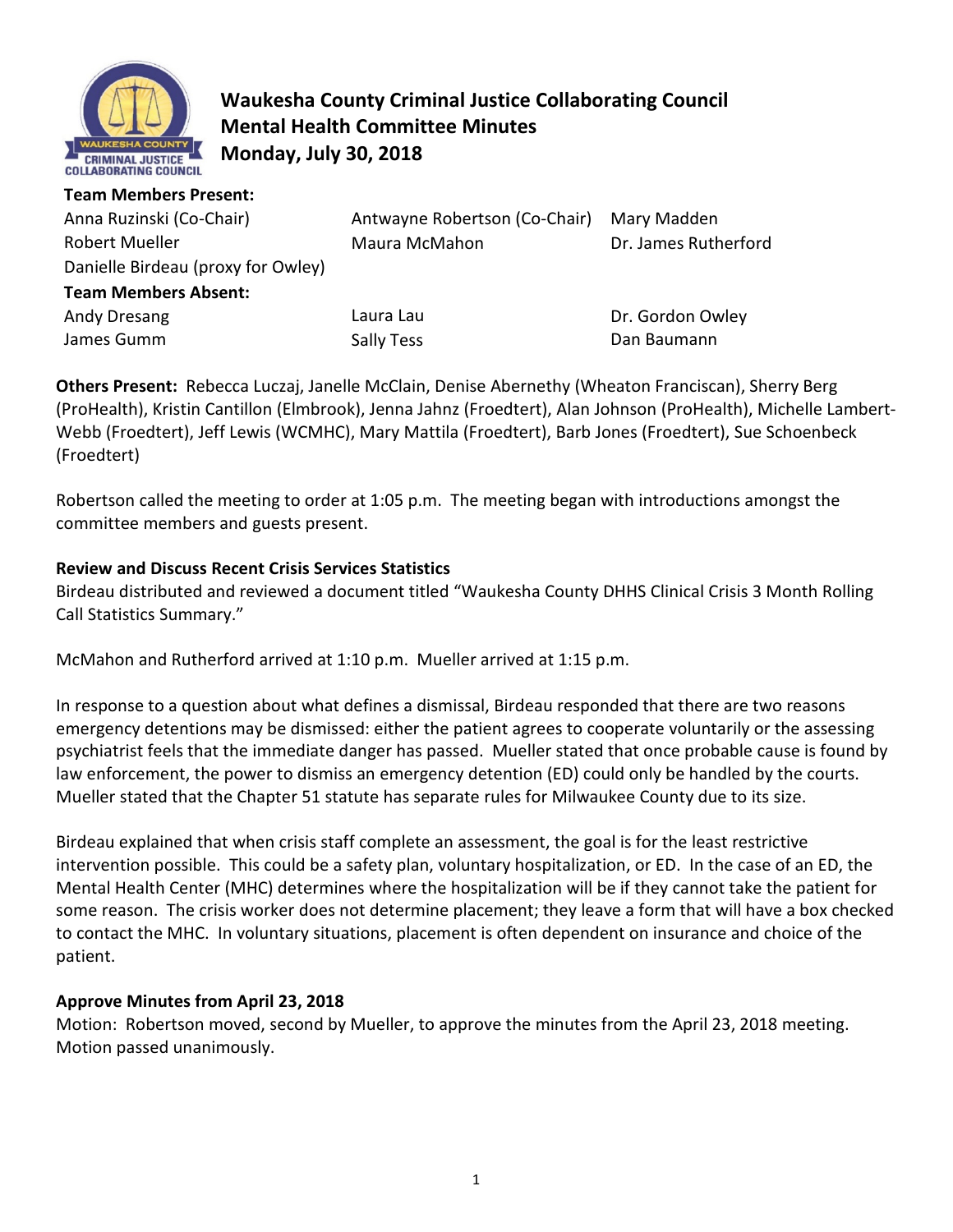# Waukesha County Criminal Justice Collaborating Council
## Mental Health Committee Minutes
## Monday, July 30, 2018

**Team Members Present:**

| | | |
|---|---|---|
| Anna Ruzinski (Co-Chair) | Antwayne Robertson (Co-Chair) | Mary Madden |
| Robert Mueller | Maura McMahon | Dr. James Rutherford |
| Danielle Birdeau (proxy for Owley) | | |

**Team Members Absent:**

| | | |
|---|---|---|
| Andy Dresang | Laura Lau | Dr. Gordon Owley |
| James Gumm | Sally Tess | Dan Baumann |

**Others Present:** Rebecca Luczaj, Janelle McClain, Denise Abernethy (Wheaton Franciscan), Sherry Berg (ProHealth), Kristin Cantillon (Elmbrook), Jenna Jahnz (Froedtert), Alan Johnson (ProHealth), Michelle Lambert-Webb (Froedtert), Jeff Lewis (WCMHC), Mary Mattila (Froedtert), Barb Jones (Froedtert), Sue Schoenbeck (Froedtert)

Robertson called the meeting to order at 1:05 p.m. The meeting began with introductions amongst the committee members and guests present.

**Review and Discuss Recent Crisis Services Statistics**

Birdeau distributed and reviewed a document titled "Waukesha County DHHS Clinical Crisis 3 Month Rolling Call Statistics Summary."

McMahon and Rutherford arrived at 1:10 p.m. Mueller arrived at 1:15 p.m.

In response to a question about what defines a dismissal, Birdeau responded that there are two reasons emergency detentions may be dismissed: either the patient agrees to cooperate voluntarily or the assessing psychiatrist feels that the immediate danger has passed. Mueller stated that once probable cause is found by law enforcement, the power to dismiss an emergency detention (ED) could only be handled by the courts. Mueller stated that the Chapter 51 statute has separate rules for Milwaukee County due to its size.

Birdeau explained that when crisis staff complete an assessment, the goal is for the least restrictive intervention possible. This could be a safety plan, voluntary hospitalization, or ED. In the case of an ED, the Mental Health Center (MHC) determines where the hospitalization will be if they cannot take the patient for some reason. The crisis worker does not determine placement; they leave a form that will have a box checked to contact the MHC. In voluntary situations, placement is often dependent on insurance and choice of the patient.

**Approve Minutes from April 23, 2018**

Motion: Robertson moved, second by Mueller, to approve the minutes from the April 23, 2018 meeting. Motion passed unanimously.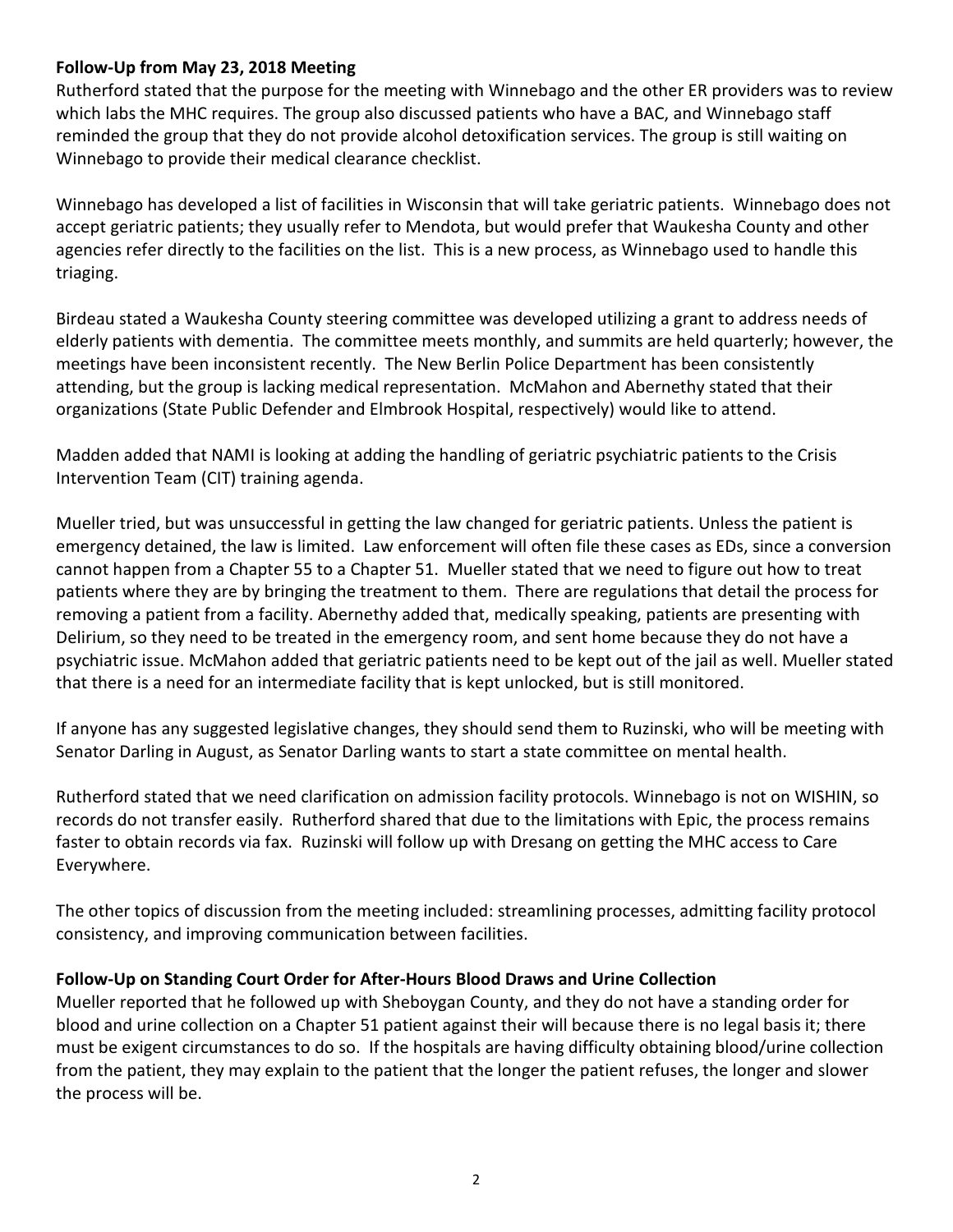**Follow-Up from May 23, 2018 Meeting**

Rutherford stated that the purpose for the meeting with Winnebago and the other ER providers was to review which labs the MHC requires. The group also discussed patients who have a BAC, and Winnebago staff reminded the group that they do not provide alcohol detoxification services. The group is still waiting on Winnebago to provide their medical clearance checklist.

Winnebago has developed a list of facilities in Wisconsin that will take geriatric patients. Winnebago does not accept geriatric patients; they usually refer to Mendota, but would prefer that Waukesha County and other agencies refer directly to the facilities on the list. This is a new process, as Winnebago used to handle this triaging.

Birdeau stated a Waukesha County steering committee was developed utilizing a grant to address needs of elderly patients with dementia. The committee meets monthly, and summits are held quarterly; however, the meetings have been inconsistent recently. The New Berlin Police Department has been consistently attending, but the group is lacking medical representation. McMahon and Abernethy stated that their organizations (State Public Defender and Elmbrook Hospital, respectively) would like to attend.

Madden added that NAMI is looking at adding the handling of geriatric psychiatric patients to the Crisis Intervention Team (CIT) training agenda.

Mueller tried, but was unsuccessful in getting the law changed for geriatric patients. Unless the patient is emergency detained, the law is limited. Law enforcement will often file these cases as EDs, since a conversion cannot happen from a Chapter 55 to a Chapter 51. Mueller stated that we need to figure out how to treat patients where they are by bringing the treatment to them. There are regulations that detail the process for removing a patient from a facility. Abernethy added that, medically speaking, patients are presenting with Delirium, so they need to be treated in the emergency room, and sent home because they do not have a psychiatric issue. McMahon added that geriatric patients need to be kept out of the jail as well. Mueller stated that there is a need for an intermediate facility that is kept unlocked, but is still monitored.

If anyone has any suggested legislative changes, they should send them to Ruzinski, who will be meeting with Senator Darling in August, as Senator Darling wants to start a state committee on mental health.

Rutherford stated that we need clarification on admission facility protocols. Winnebago is not on WISHIN, so records do not transfer easily. Rutherford shared that due to the limitations with Epic, the process remains faster to obtain records via fax. Ruzinski will follow up with Dresang on getting the MHC access to Care Everywhere.

The other topics of discussion from the meeting included: streamlining processes, admitting facility protocol consistency, and improving communication between facilities.

**Follow-Up on Standing Court Order for After-Hours Blood Draws and Urine Collection**

Mueller reported that he followed up with Sheboygan County, and they do not have a standing order for blood and urine collection on a Chapter 51 patient against their will because there is no legal basis it; there must be exigent circumstances to do so. If the hospitals are having difficulty obtaining blood/urine collection from the patient, they may explain to the patient that the longer the patient refuses, the longer and slower the process will be.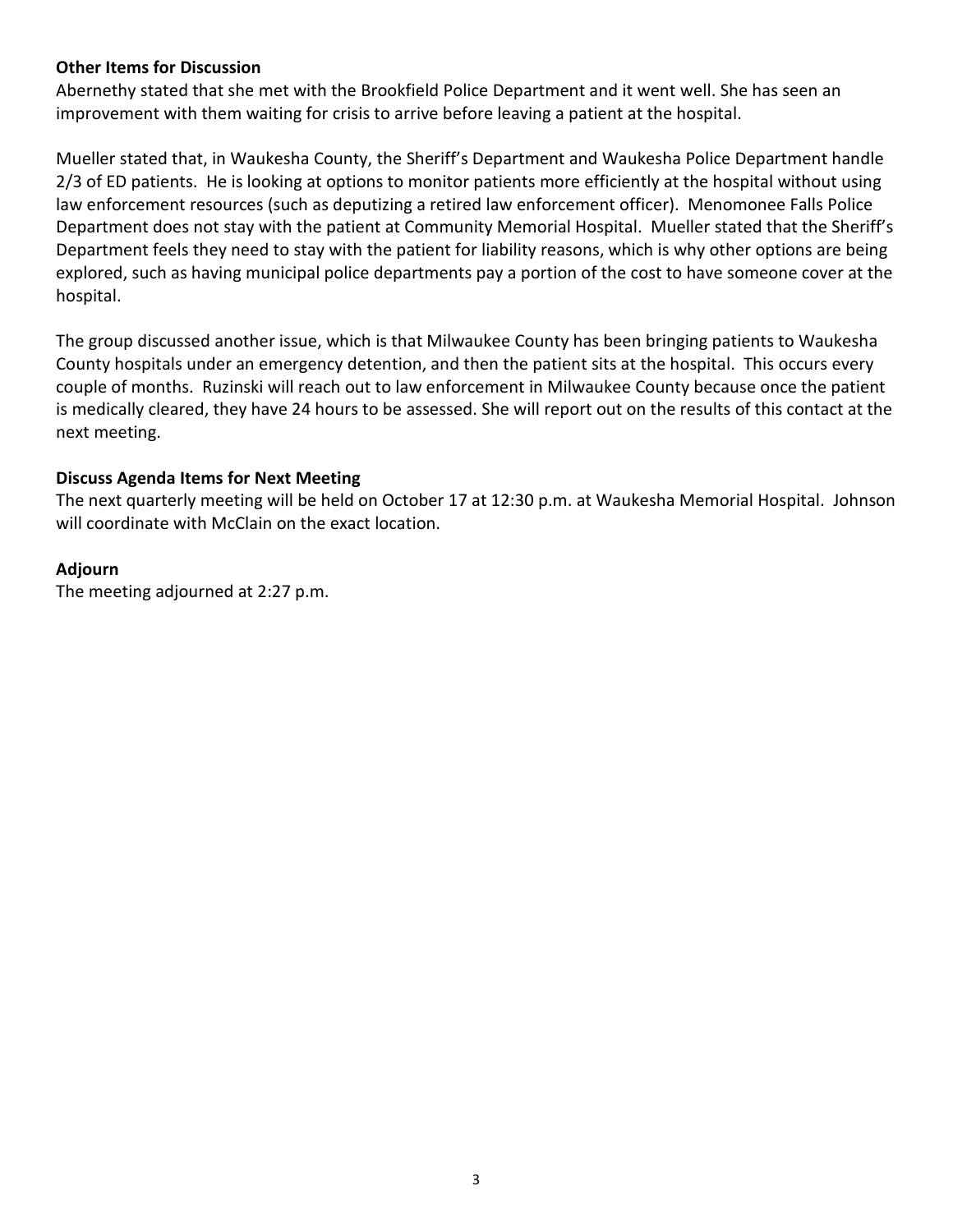**Other Items for Discussion**

Abernethy stated that she met with the Brookfield Police Department and it went well. She has seen an improvement with them waiting for crisis to arrive before leaving a patient at the hospital.

Mueller stated that, in Waukesha County, the Sheriff's Department and Waukesha Police Department handle 2/3 of ED patients. He is looking at options to monitor patients more efficiently at the hospital without using law enforcement resources (such as deputizing a retired law enforcement officer). Menomonee Falls Police Department does not stay with the patient at Community Memorial Hospital. Mueller stated that the Sheriff's Department feels they need to stay with the patient for liability reasons, which is why other options are being explored, such as having municipal police departments pay a portion of the cost to have someone cover at the hospital.

The group discussed another issue, which is that Milwaukee County has been bringing patients to Waukesha County hospitals under an emergency detention, and then the patient sits at the hospital. This occurs every couple of months. Ruzinski will reach out to law enforcement in Milwaukee County because once the patient is medically cleared, they have 24 hours to be assessed. She will report out on the results of this contact at the next meeting.

**Discuss Agenda Items for Next Meeting**

The next quarterly meeting will be held on October 17 at 12:30 p.m. at Waukesha Memorial Hospital. Johnson will coordinate with McClain on the exact location.

**Adjourn**

The meeting adjourned at 2:27 p.m.